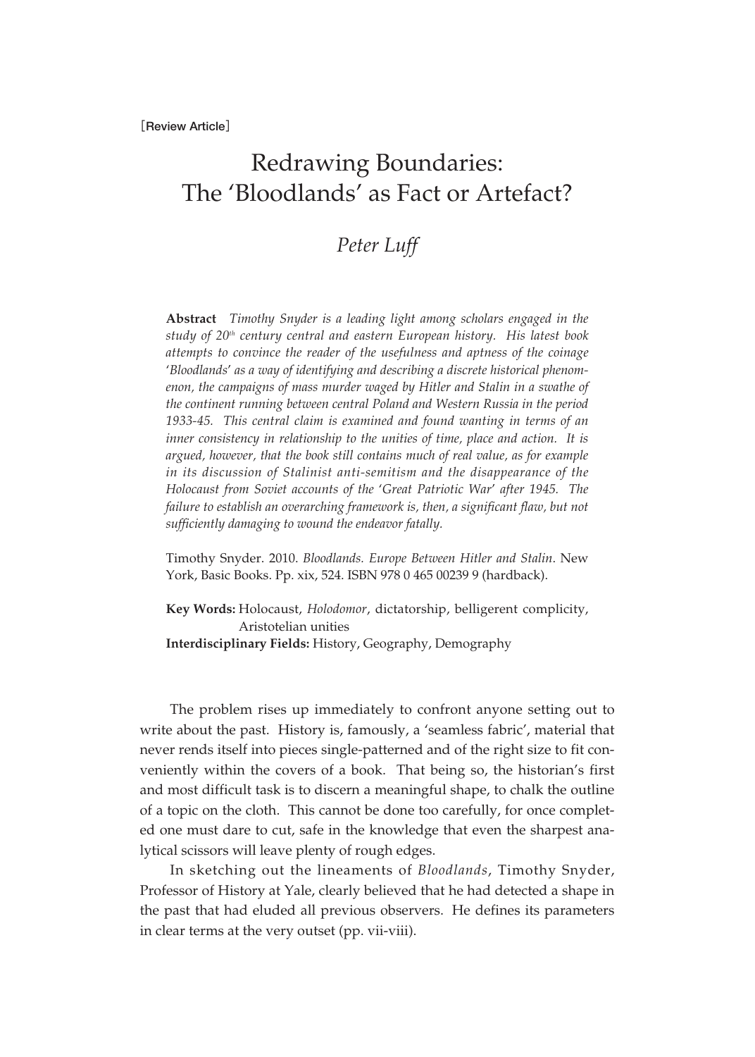[Review Article]

# Redrawing Boundaries: The 'Bloodlands' as Fact or Artefact?

## *Peter Luff*

**Abstract** *Timothy Snyder is a leading light among scholars engaged in the study of 20th century central and eastern European history. His latest book attempts to convince the reader of the usefulness and aptness of the coinage 'Bloodlands' as a way of identifying and describing a discrete historical phenomenon, the campaigns of mass murder waged by Hitler and Stalin in a swathe of the continent running between central Poland and Western Russia in the period 1933-45. This central claim is examined and found wanting in terms of an inner consistency in relationship to the unities of time, place and action. It is argued, however, that the book still contains much of real value, as for example in its discussion of Stalinist anti-semitism and the disappearance of the Holocaust from Soviet accounts of the 'Great Patriotic War' after 1945. The failure to establish an overarching framework is, then, a significant flaw, but not sufficiently damaging to wound the endeavor fatally.*

Timothy Snyder. 2010. *Bloodlands. Europe Between Hitler and Stalin*. New York, Basic Books. Pp. xix, 524. ISBN 978 0 465 00239 9 (hardback).

**Key Words:** Holocaust, *Holodomor*, dictatorship, belligerent complicity, Aristotelian unities
**Interdisciplinary Fields:** History, Geography, Demography

The problem rises up immediately to confront anyone setting out to write about the past. History is, famously, a 'seamless fabric', material that never rends itself into pieces single-patterned and of the right size to fit conveniently within the covers of a book. That being so, the historian's first and most difficult task is to discern a meaningful shape, to chalk the outline of a topic on the cloth. This cannot be done too carefully, for once completed one must dare to cut, safe in the knowledge that even the sharpest analytical scissors will leave plenty of rough edges.

In sketching out the lineaments of *Bloodlands*, Timothy Snyder, Professor of History at Yale, clearly believed that he had detected a shape in the past that had eluded all previous observers. He defines its parameters in clear terms at the very outset (pp. vii-viii).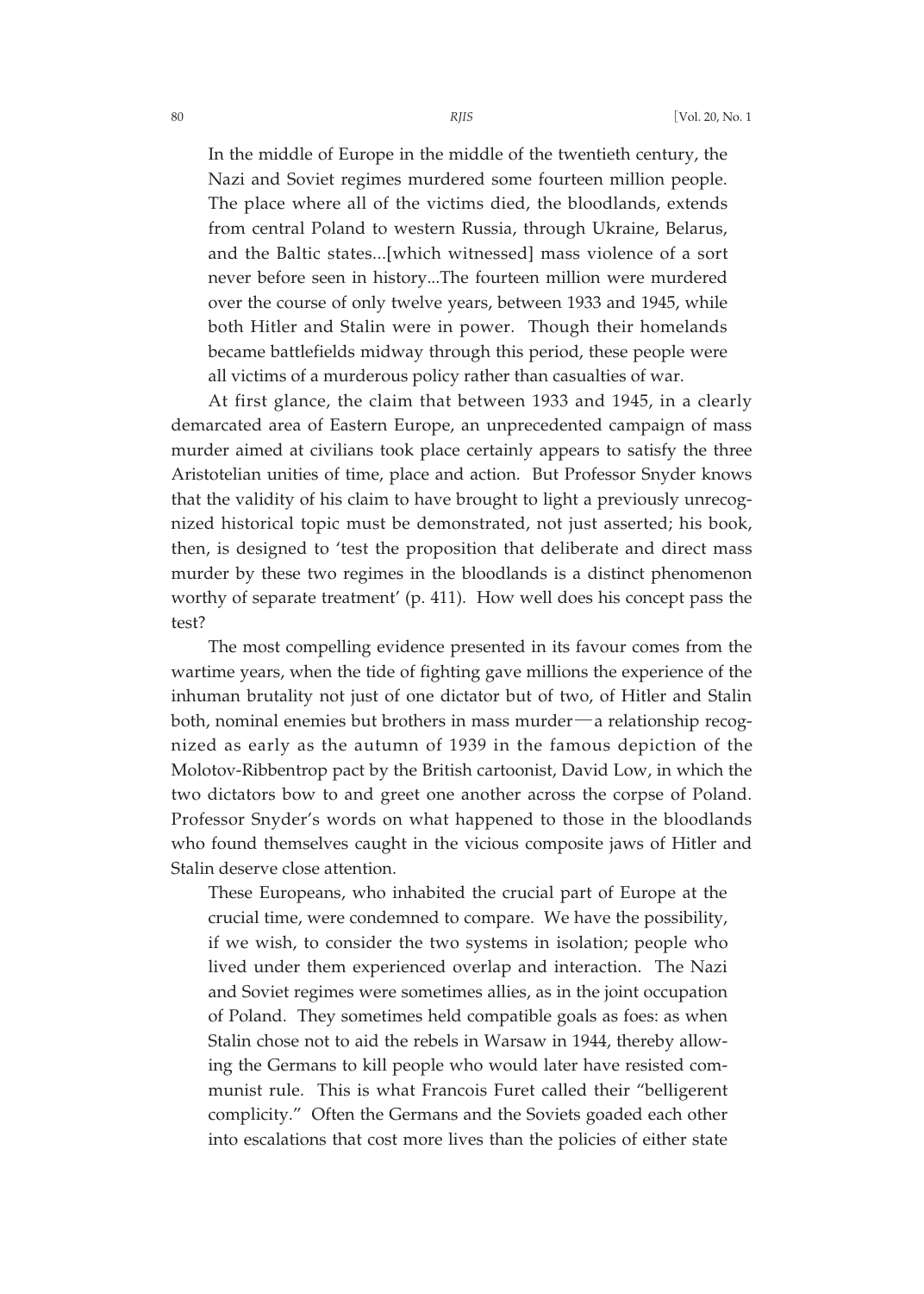> In the middle of Europe in the middle of the twentieth century, the Nazi and Soviet regimes murdered some fourteen million people. The place where all of the victims died, the bloodlands, extends from central Poland to western Russia, through Ukraine, Belarus, and the Baltic states...[which witnessed] mass violence of a sort never before seen in history...The fourteen million were murdered over the course of only twelve years, between 1933 and 1945, while both Hitler and Stalin were in power. Though their homelands became battlefields midway through this period, these people were all victims of a murderous policy rather than casualties of war.

At first glance, the claim that between 1933 and 1945, in a clearly demarcated area of Eastern Europe, an unprecedented campaign of mass murder aimed at civilians took place certainly appears to satisfy the three Aristotelian unities of time, place and action. But Professor Snyder knows that the validity of his claim to have brought to light a previously unrecognized historical topic must be demonstrated, not just asserted; his book, then, is designed to 'test the proposition that deliberate and direct mass murder by these two regimes in the bloodlands is a distinct phenomenon worthy of separate treatment' (p. 411). How well does his concept pass the test?

The most compelling evidence presented in its favour comes from the wartime years, when the tide of fighting gave millions the experience of the inhuman brutality not just of one dictator but of two, of Hitler and Stalin both, nominal enemies but brothers in mass murder—a relationship recognized as early as the autumn of 1939 in the famous depiction of the Molotov-Ribbentrop pact by the British cartoonist, David Low, in which the two dictators bow to and greet one another across the corpse of Poland. Professor Snyder's words on what happened to those in the bloodlands who found themselves caught in the vicious composite jaws of Hitler and Stalin deserve close attention.

> These Europeans, who inhabited the crucial part of Europe at the crucial time, were condemned to compare. We have the possibility, if we wish, to consider the two systems in isolation; people who lived under them experienced overlap and interaction. The Nazi and Soviet regimes were sometimes allies, as in the joint occupation of Poland. They sometimes held compatible goals as foes: as when Stalin chose not to aid the rebels in Warsaw in 1944, thereby allowing the Germans to kill people who would later have resisted communist rule. This is what Francois Furet called their "belligerent complicity." Often the Germans and the Soviets goaded each other into escalations that cost more lives than the policies of either state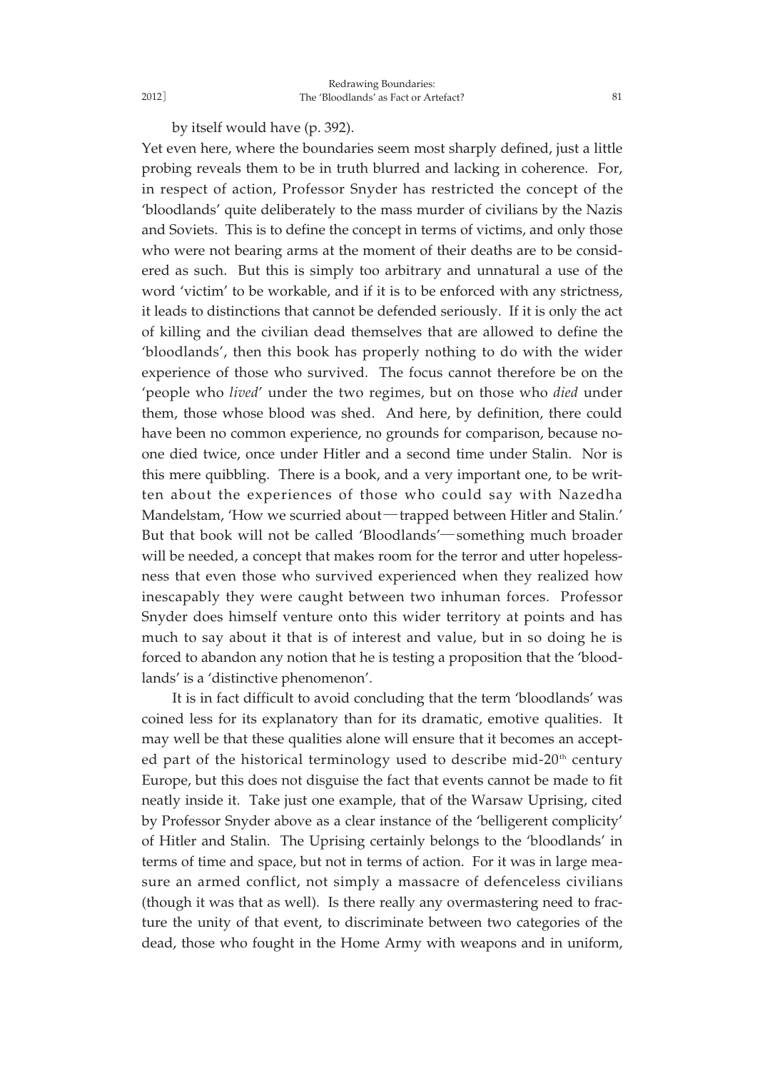by itself would have (p. 392).

Yet even here, where the boundaries seem most sharply defined, just a little probing reveals them to be in truth blurred and lacking in coherence. For, in respect of action, Professor Snyder has restricted the concept of the 'bloodlands' quite deliberately to the mass murder of civilians by the Nazis and Soviets. This is to define the concept in terms of victims, and only those who were not bearing arms at the moment of their deaths are to be considered as such. But this is simply too arbitrary and unnatural a use of the word 'victim' to be workable, and if it is to be enforced with any strictness, it leads to distinctions that cannot be defended seriously. If it is only the act of killing and the civilian dead themselves that are allowed to define the 'bloodlands', then this book has properly nothing to do with the wider experience of those who survived. The focus cannot therefore be on the 'people who *lived*' under the two regimes, but on those who *died* under them, those whose blood was shed. And here, by definition, there could have been no common experience, no grounds for comparison, because no-one died twice, once under Hitler and a second time under Stalin. Nor is this mere quibbling. There is a book, and a very important one, to be written about the experiences of those who could say with Nazedha Mandelstam, 'How we scurried about—trapped between Hitler and Stalin.' But that book will not be called 'Bloodlands'—something much broader will be needed, a concept that makes room for the terror and utter hopelessness that even those who survived experienced when they realized how inescapably they were caught between two inhuman forces. Professor Snyder does himself venture onto this wider territory at points and has much to say about it that is of interest and value, but in so doing he is forced to abandon any notion that he is testing a proposition that the 'bloodlands' is a 'distinctive phenomenon'.

It is in fact difficult to avoid concluding that the term 'bloodlands' was coined less for its explanatory than for its dramatic, emotive qualities. It may well be that these qualities alone will ensure that it becomes an accepted part of the historical terminology used to describe mid-20th century Europe, but this does not disguise the fact that events cannot be made to fit neatly inside it. Take just one example, that of the Warsaw Uprising, cited by Professor Snyder above as a clear instance of the 'belligerent complicity' of Hitler and Stalin. The Uprising certainly belongs to the 'bloodlands' in terms of time and space, but not in terms of action. For it was in large measure an armed conflict, not simply a massacre of defenceless civilians (though it was that as well). Is there really any overmastering need to fracture the unity of that event, to discriminate between two categories of the dead, those who fought in the Home Army with weapons and in uniform,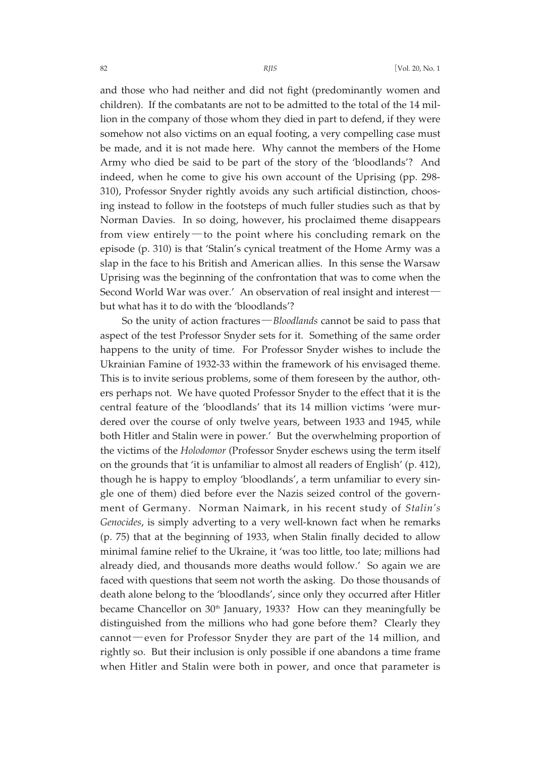and those who had neither and did not fight (predominantly women and children). If the combatants are not to be admitted to the total of the 14 million in the company of those whom they died in part to defend, if they were somehow not also victims on an equal footing, a very compelling case must be made, and it is not made here. Why cannot the members of the Home Army who died be said to be part of the story of the 'bloodlands'? And indeed, when he come to give his own account of the Uprising (pp. 298-310), Professor Snyder rightly avoids any such artificial distinction, choosing instead to follow in the footsteps of much fuller studies such as that by Norman Davies. In so doing, however, his proclaimed theme disappears from view entirely—to the point where his concluding remark on the episode (p. 310) is that 'Stalin's cynical treatment of the Home Army was a slap in the face to his British and American allies. In this sense the Warsaw Uprising was the beginning of the confrontation that was to come when the Second World War was over.' An observation of real insight and interest—but what has it to do with the 'bloodlands'?

So the unity of action fractures—*Bloodlands* cannot be said to pass that aspect of the test Professor Snyder sets for it. Something of the same order happens to the unity of time. For Professor Snyder wishes to include the Ukrainian Famine of 1932-33 within the framework of his envisaged theme. This is to invite serious problems, some of them foreseen by the author, others perhaps not. We have quoted Professor Snyder to the effect that it is the central feature of the 'bloodlands' that its 14 million victims 'were murdered over the course of only twelve years, between 1933 and 1945, while both Hitler and Stalin were in power.' But the overwhelming proportion of the victims of the *Holodomor* (Professor Snyder eschews using the term itself on the grounds that 'it is unfamiliar to almost all readers of English' (p. 412), though he is happy to employ 'bloodlands', a term unfamiliar to every single one of them) died before ever the Nazis seized control of the government of Germany. Norman Naimark, in his recent study of *Stalin's Genocides*, is simply adverting to a very well-known fact when he remarks (p. 75) that at the beginning of 1933, when Stalin finally decided to allow minimal famine relief to the Ukraine, it 'was too little, too late; millions had already died, and thousands more deaths would follow.' So again we are faced with questions that seem not worth the asking. Do those thousands of death alone belong to the 'bloodlands', since only they occurred after Hitler became Chancellor on 30th January, 1933? How can they meaningfully be distinguished from the millions who had gone before them? Clearly they cannot—even for Professor Snyder they are part of the 14 million, and rightly so. But their inclusion is only possible if one abandons a time frame when Hitler and Stalin were both in power, and once that parameter is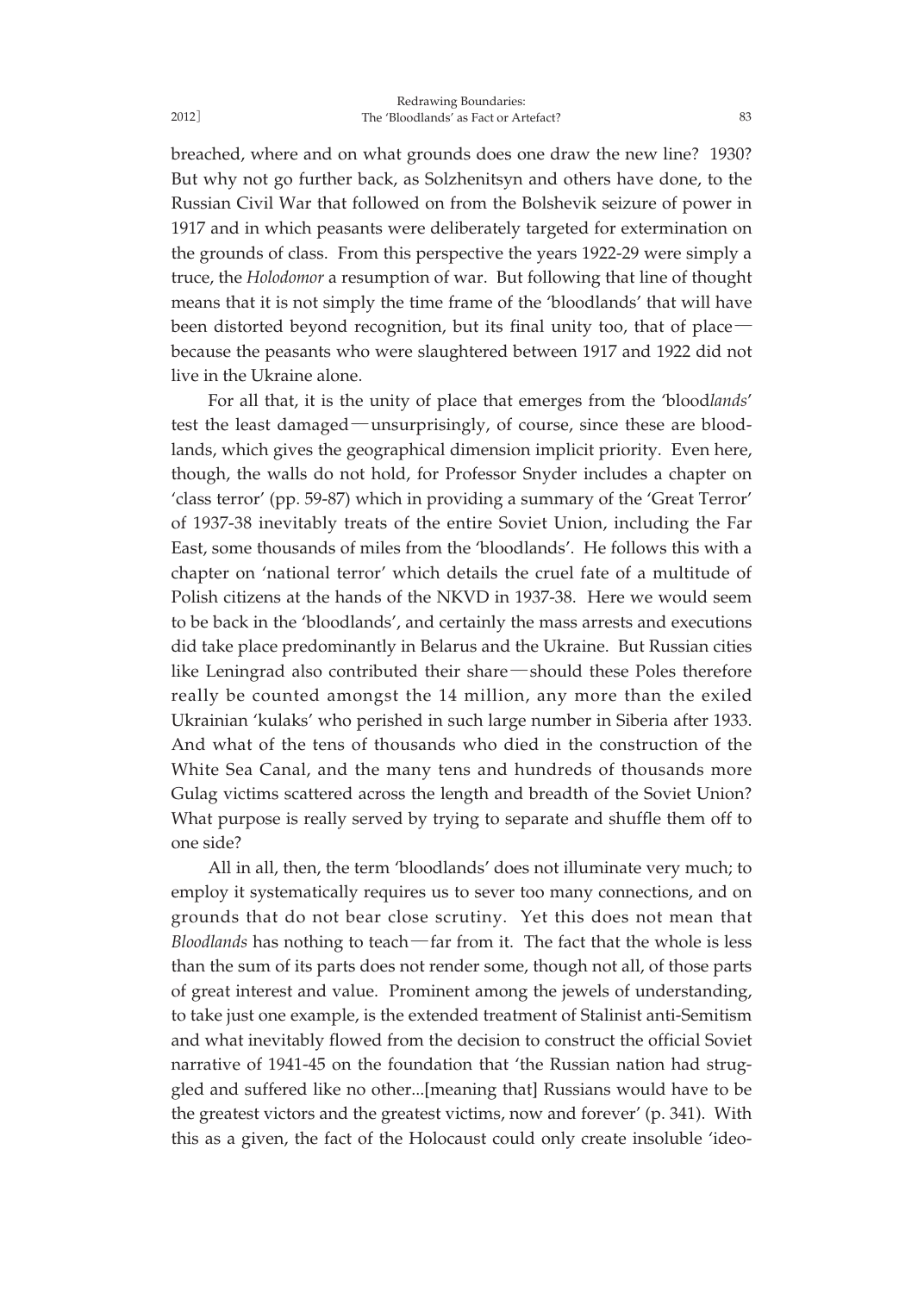breached, where and on what grounds does one draw the new line? 1930? But why not go further back, as Solzhenitsyn and others have done, to the Russian Civil War that followed on from the Bolshevik seizure of power in 1917 and in which peasants were deliberately targeted for extermination on the grounds of class. From this perspective the years 1922-29 were simply a truce, the *Holodomor* a resumption of war. But following that line of thought means that it is not simply the time frame of the 'bloodlands' that will have been distorted beyond recognition, but its final unity too, that of place—because the peasants who were slaughtered between 1917 and 1922 did not live in the Ukraine alone.

For all that, it is the unity of place that emerges from the 'blood*lands*' test the least damaged—unsurprisingly, of course, since these are bloodlands, which gives the geographical dimension implicit priority. Even here, though, the walls do not hold, for Professor Snyder includes a chapter on 'class terror' (pp. 59-87) which in providing a summary of the 'Great Terror' of 1937-38 inevitably treats of the entire Soviet Union, including the Far East, some thousands of miles from the 'bloodlands'. He follows this with a chapter on 'national terror' which details the cruel fate of a multitude of Polish citizens at the hands of the NKVD in 1937-38. Here we would seem to be back in the 'bloodlands', and certainly the mass arrests and executions did take place predominantly in Belarus and the Ukraine. But Russian cities like Leningrad also contributed their share—should these Poles therefore really be counted amongst the 14 million, any more than the exiled Ukrainian 'kulaks' who perished in such large number in Siberia after 1933. And what of the tens of thousands who died in the construction of the White Sea Canal, and the many tens and hundreds of thousands more Gulag victims scattered across the length and breadth of the Soviet Union? What purpose is really served by trying to separate and shuffle them off to one side?

All in all, then, the term 'bloodlands' does not illuminate very much; to employ it systematically requires us to sever too many connections, and on grounds that do not bear close scrutiny. Yet this does not mean that *Bloodlands* has nothing to teach—far from it. The fact that the whole is less than the sum of its parts does not render some, though not all, of those parts of great interest and value. Prominent among the jewels of understanding, to take just one example, is the extended treatment of Stalinist anti-Semitism and what inevitably flowed from the decision to construct the official Soviet narrative of 1941-45 on the foundation that 'the Russian nation had struggled and suffered like no other...[meaning that] Russians would have to be the greatest victors and the greatest victims, now and forever' (p. 341). With this as a given, the fact of the Holocaust could only create insoluble 'ideo-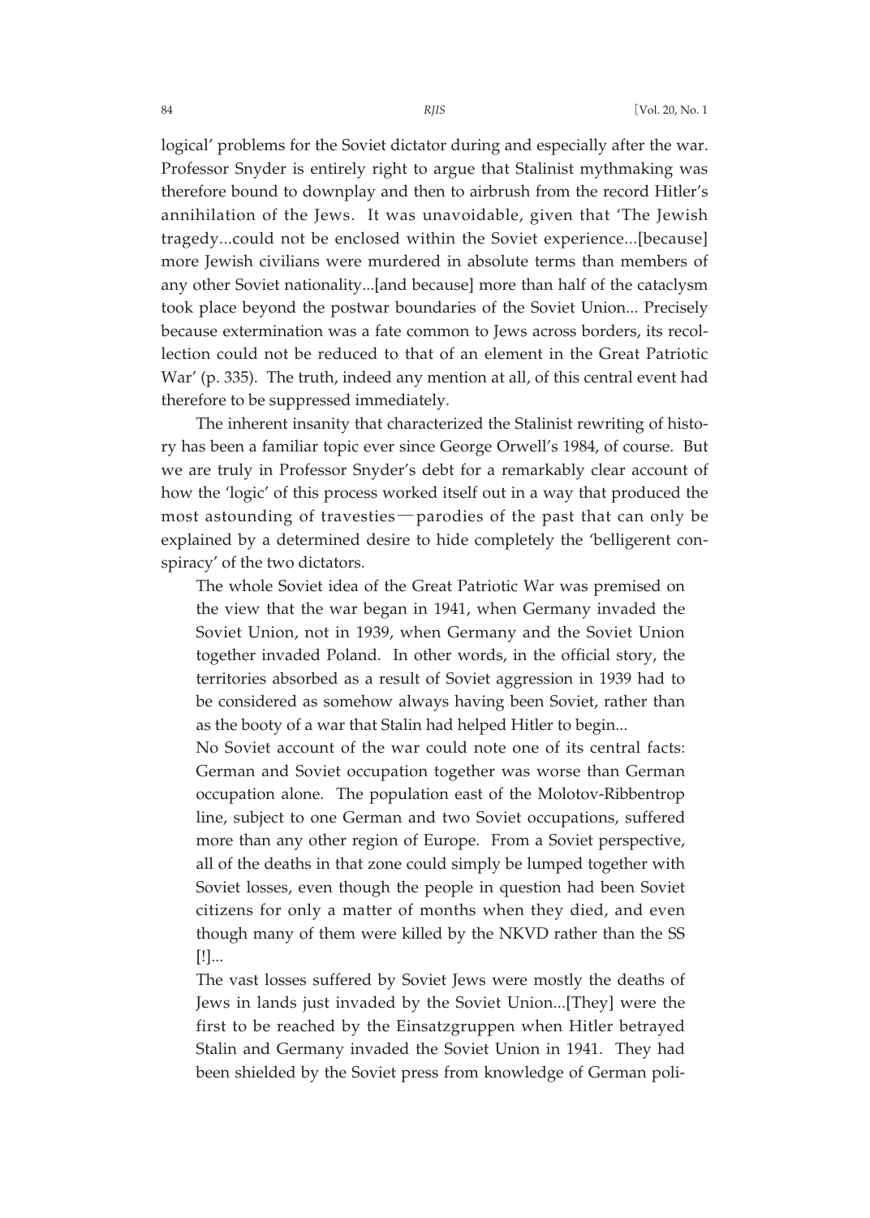logical' problems for the Soviet dictator during and especially after the war. Professor Snyder is entirely right to argue that Stalinist mythmaking was therefore bound to downplay and then to airbrush from the record Hitler's annihilation of the Jews. It was unavoidable, given that 'The Jewish tragedy...could not be enclosed within the Soviet experience...[because] more Jewish civilians were murdered in absolute terms than members of any other Soviet nationality...[and because] more than half of the cataclysm took place beyond the postwar boundaries of the Soviet Union... Precisely because extermination was a fate common to Jews across borders, its recollection could not be reduced to that of an element in the Great Patriotic War' (p. 335). The truth, indeed any mention at all, of this central event had therefore to be suppressed immediately.

The inherent insanity that characterized the Stalinist rewriting of history has been a familiar topic ever since George Orwell's 1984, of course. But we are truly in Professor Snyder's debt for a remarkably clear account of how the 'logic' of this process worked itself out in a way that produced the most astounding of travesties—parodies of the past that can only be explained by a determined desire to hide completely the 'belligerent conspiracy' of the two dictators.

> The whole Soviet idea of the Great Patriotic War was premised on the view that the war began in 1941, when Germany invaded the Soviet Union, not in 1939, when Germany and the Soviet Union together invaded Poland. In other words, in the official story, the territories absorbed as a result of Soviet aggression in 1939 had to be considered as somehow always having been Soviet, rather than as the booty of a war that Stalin had helped Hitler to begin...
>
> No Soviet account of the war could note one of its central facts: German and Soviet occupation together was worse than German occupation alone. The population east of the Molotov-Ribbentrop line, subject to one German and two Soviet occupations, suffered more than any other region of Europe. From a Soviet perspective, all of the deaths in that zone could simply be lumped together with Soviet losses, even though the people in question had been Soviet citizens for only a matter of months when they died, and even though many of them were killed by the NKVD rather than the SS [!]...
>
> The vast losses suffered by Soviet Jews were mostly the deaths of Jews in lands just invaded by the Soviet Union...[They] were the first to be reached by the Einsatzgruppen when Hitler betrayed Stalin and Germany invaded the Soviet Union in 1941. They had been shielded by the Soviet press from knowledge of German poli-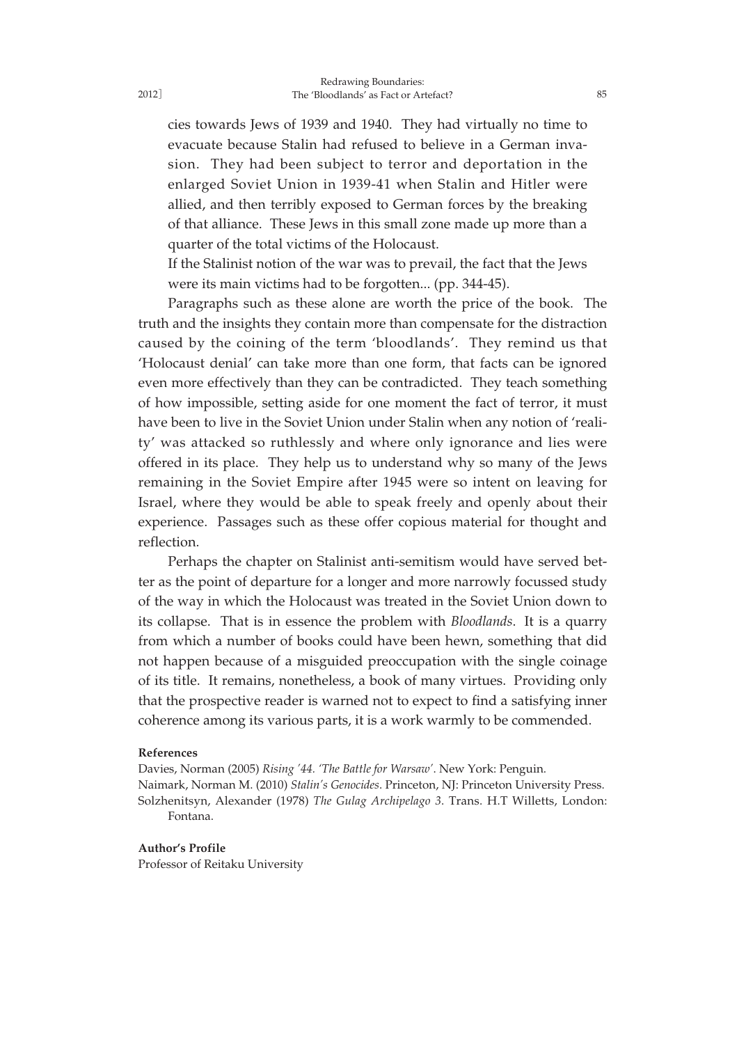> cies towards Jews of 1939 and 1940. They had virtually no time to evacuate because Stalin had refused to believe in a German invasion. They had been subject to terror and deportation in the enlarged Soviet Union in 1939-41 when Stalin and Hitler were allied, and then terribly exposed to German forces by the breaking of that alliance. These Jews in this small zone made up more than a quarter of the total victims of the Holocaust.
>
> If the Stalinist notion of the war was to prevail, the fact that the Jews were its main victims had to be forgotten... (pp. 344-45).

Paragraphs such as these alone are worth the price of the book. The truth and the insights they contain more than compensate for the distraction caused by the coining of the term 'bloodlands'. They remind us that 'Holocaust denial' can take more than one form, that facts can be ignored even more effectively than they can be contradicted. They teach something of how impossible, setting aside for one moment the fact of terror, it must have been to live in the Soviet Union under Stalin when any notion of 'reality' was attacked so ruthlessly and where only ignorance and lies were offered in its place. They help us to understand why so many of the Jews remaining in the Soviet Empire after 1945 were so intent on leaving for Israel, where they would be able to speak freely and openly about their experience. Passages such as these offer copious material for thought and reflection.

Perhaps the chapter on Stalinist anti-semitism would have served better as the point of departure for a longer and more narrowly focussed study of the way in which the Holocaust was treated in the Soviet Union down to its collapse. That is in essence the problem with *Bloodlands*. It is a quarry from which a number of books could have been hewn, something that did not happen because of a misguided preoccupation with the single coinage of its title. It remains, nonetheless, a book of many virtues. Providing only that the prospective reader is warned not to expect to find a satisfying inner coherence among its various parts, it is a work warmly to be commended.

**References**

Davies, Norman (2005) *Rising '44. 'The Battle for Warsaw'*. New York: Penguin.

Naimark, Norman M. (2010) *Stalin's Genocides*. Princeton, NJ: Princeton University Press.

Solzhenitsyn, Alexander (1978) *The Gulag Archipelago 3*. Trans. H.T Willetts, London: Fontana.

**Author's Profile**

Professor of Reitaku University